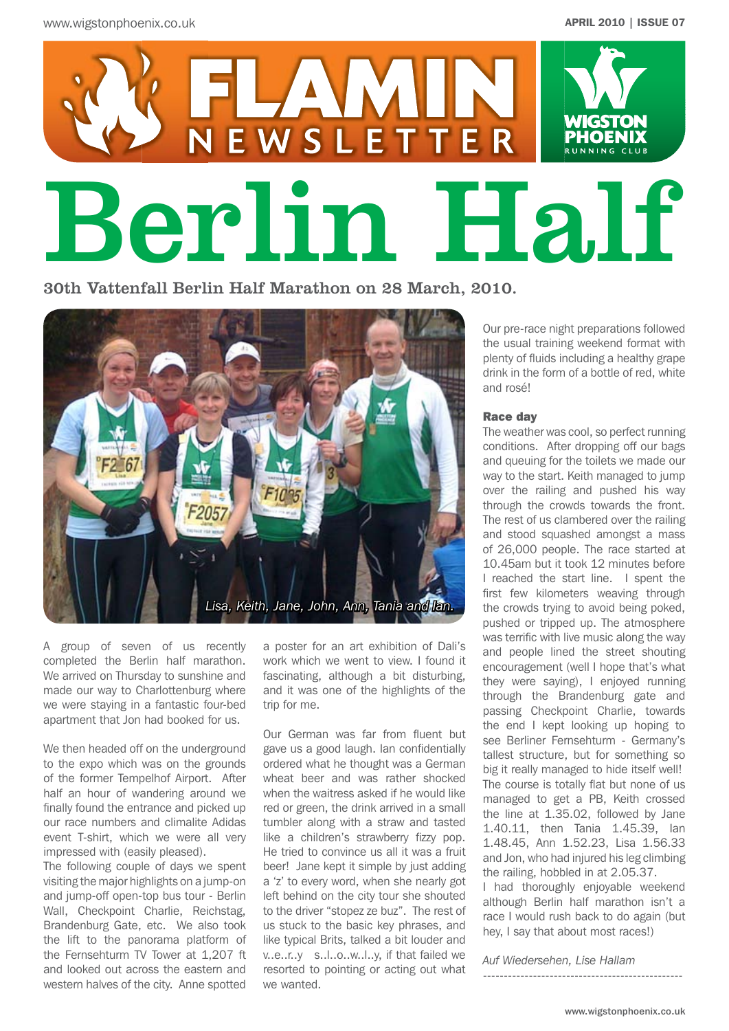# FLAMIN NEWSLETTER

# Berlin Half

**30th Vattenfall Berlin Half Marathon on 28 March, 2010.**

*Lisa, Keith, Jane, John, Ann, Tania and Ian.*

A group of seven of us recently completed the Berlin half marathon. We arrived on Thursday to sunshine and made our way to Charlottenburg where we were staying in a fantastic four-bed apartment that Jon had booked for us.

We then headed off on the underground to the expo which was on the grounds of the former Tempelhof Airport. After half an hour of wandering around we finally found the entrance and picked up our race numbers and climalite Adidas event T-shirt, which we were all very impressed with (easily pleased).

The following couple of days we spent visiting the major highlights on a jump-on and jump-off open-top bus tour - Berlin Wall, Checkpoint Charlie, Reichstag, Brandenburg Gate, etc. We also took the lift to the panorama platform of the Fernsehturm TV Tower at 1,207 ft and looked out across the eastern and western halves of the city. Anne spotted a poster for an art exhibition of Dali's work which we went to view. I found it fascinating, although a bit disturbing, and it was one of the highlights of the trip for me.

Our German was far from fluent but gave us a good laugh. Ian confidentially ordered what he thought was a German wheat beer and was rather shocked when the waitress asked if he would like red or green, the drink arrived in a small tumbler along with a straw and tasted like a children's strawberry fizzy pop. He tried to convince us all it was a fruit beer! Jane kept it simple by just adding a 'z' to every word, when she nearly got left behind on the city tour she shouted to the driver "stopez ze buz". The rest of us stuck to the basic key phrases, and like typical Brits, talked a bit louder and v..e..r..y s..l..o..w..l..y, if that failed we resorted to pointing or acting out what we wanted.

Our pre-race night preparations followed the usual training weekend format with plenty of fluids including a healthy grape drink in the form of a bottle of red, white and rosé!

### Race day

The weather was cool, so perfect running conditions. After dropping off our bags and queuing for the toilets we made our way to the start. Keith managed to jump over the railing and pushed his way through the crowds towards the front. The rest of us clambered over the railing and stood squashed amongst a mass of 26,000 people. The race started at 10.45am but it took 12 minutes before I reached the start line. I spent the first few kilometers weaving through the crowds trying to avoid being poked, pushed or tripped up. The atmosphere was terrific with live music along the way and people lined the street shouting encouragement (well I hope that's what they were saying), I enjoyed running through the Brandenburg gate and passing Checkpoint Charlie, towards the end I kept looking up hoping to see Berliner Fernsehturm - Germany's tallest structure, but for something so big it really managed to hide itself well! The course is totally flat but none of us managed to get a PB, Keith crossed the line at 1.35.02, followed by Jane 1.40.11, then Tania 1.45.39, Ian 1.48.45, Ann 1.52.23, Lisa 1.56.33 and Jon, who had injured his leg climbing the railing, hobbled in at 2.05.37.

I had thoroughly enjoyable weekend although Berlin half marathon isn't a race I would rush back to do again (but hey, I say that about most races!)

*Auf Wiedersehen, Lise Hallam*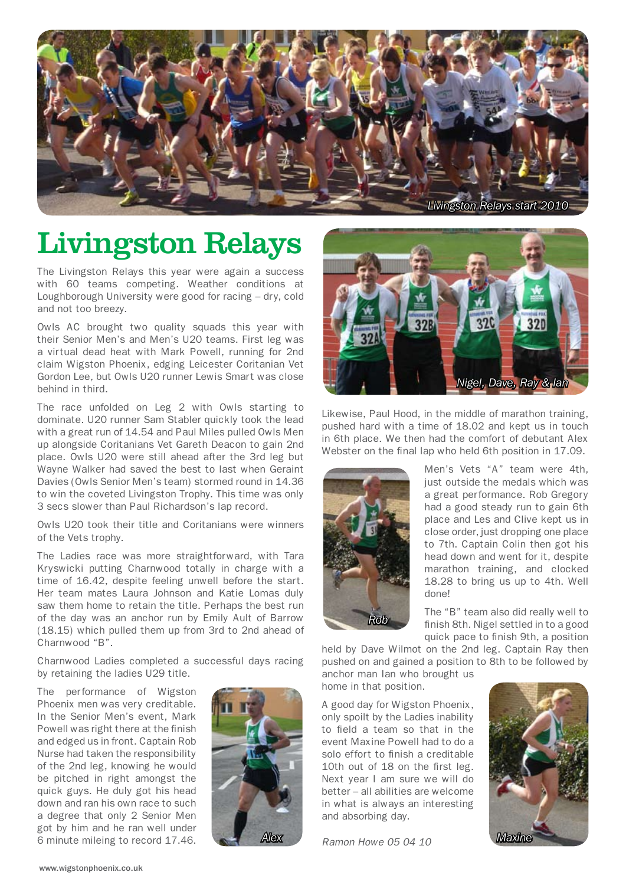Livingston Relays start 2010

# Livingston Relays

The Livingston Relays this year were again a success with 60 teams competing. Weather conditions at Loughborough University were good for racing – dry, cold and not too breezy.

Owls AC brought two quality squads this year with their Senior Men's and Men's U20 teams. First leg was a virtual dead heat with Mark Powell, running for 2nd claim Wigston Phoenix, edging Leicester Coritanian Vet Gordon Lee, but Owls U20 runner Lewis Smart was close behind in third.

The race unfolded on Leg 2 with Owls starting to dominate. U20 runner Sam Stabler quickly took the lead with a great run of 14.54 and Paul Miles pulled Owls Men up alongside Coritanians Vet Gareth Deacon to gain 2nd place. Owls U20 were still ahead after the 3rd leg but Wayne Walker had saved the best to last when Geraint Davies (Owls Senior Men's team) stormed round in 14.36 to win the coveted Livingston Trophy. This time was only 3 secs slower than Paul Richardson's lap record.

Owls U20 took their title and Coritanians were winners of the Vets trophy.

The Ladies race was more straightforward, with Tara Kryswicki putting Charnwood totally in charge with a time of 16.42, despite feeling unwell before the start. Her team mates Laura Johnson and Katie Lomas duly saw them home to retain the title. Perhaps the best run of the day was an anchor run by Emily Ault of Barrow (18.15) which pulled them up from 3rd to 2nd ahead of Charnwood "B".

Charnwood Ladies completed a successful days racing by retaining the ladies U29 title.

The performance of Wigston Phoenix men was very creditable. In the Senior Men's event, Mark Powell was right there at the finish and edged us in front. Captain Rob Nurse had taken the responsibility of the 2nd leg, knowing he would be pitched in right amongst the quick guys. He duly got his head down and ran his own race to such a degree that only 2 Senior Men got by him and he ran well under 6 minute mileing to record 17.46.

Alex

Nigel, Dave, Ray & Ian

Likewise, Paul Hood, in the middle of marathon training, pushed hard with a time of 18.02 and kept us in touch in 6th place. We then had the comfort of debutant Alex Webster on the final lap who held 6th position in 17.09.

Rob

Men's Vets "A" team were 4th, just outside the medals which was a great performance. Rob Gregory had a good steady run to gain 6th place and Les and Clive kept us in close order, just dropping one place to 7th. Captain Colin then got his head down and went for it, despite marathon training, and clocked 18.28 to bring us up to 4th. Well done!

The "B" team also did really well to finish 8th. Nigel settled in to a good quick pace to finish 9th, a position held by Dave Wilmot on the 2nd leg. Captain Ray then pushed on and gained a position to 8th to be followed by anchor man Ian who brought us home in that position.

A good day for Wigston Phoenix, only spoilt by the Ladies inability to field a team so that in the event Maxine Powell had to do a solo effort to finish a creditable 10th out of 18 on the first leg. Next year I am sure we will do better – all abilities are welcome in what is always an interesting and absorbing day.

*Ramon Howe 05 04 10*

Maxine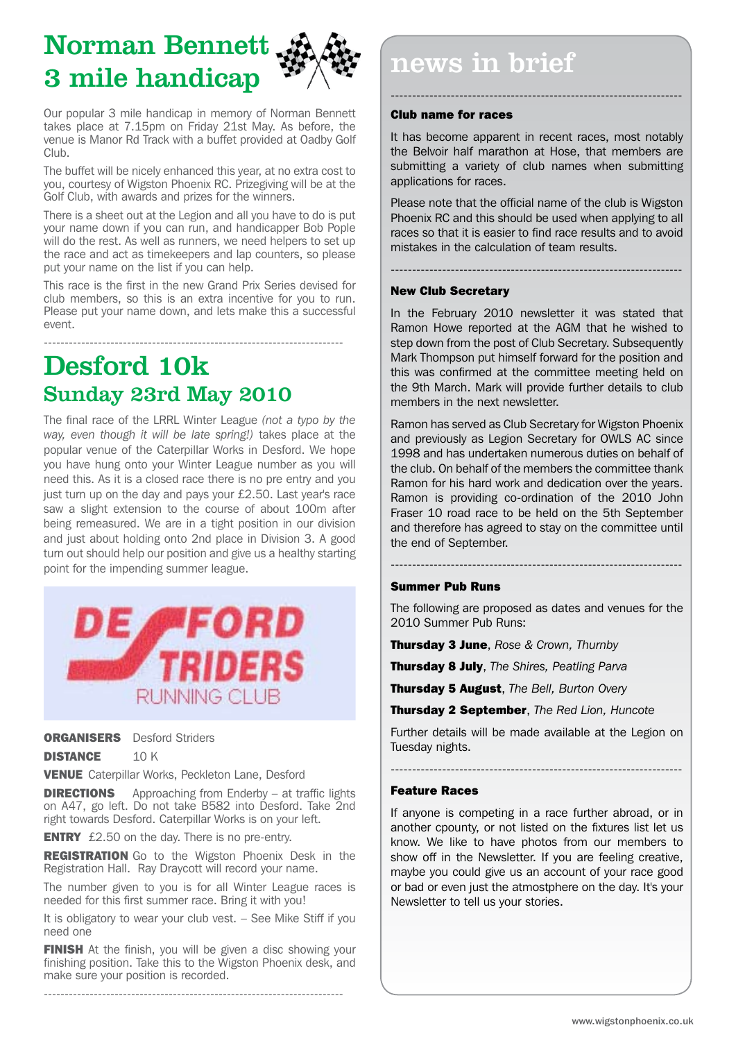# Norman Bennett 3 mile handicap

Our popular 3 mile handicap in memory of Norman Bennett takes place at 7.15pm on Friday 21st May. As before, the venue is Manor Rd Track with a buffet provided at Oadby Golf Club.

The buffet will be nicely enhanced this year, at no extra cost to you, courtesy of Wigston Phoenix RC. Prizegiving will be at the Golf Club, with awards and prizes for the winners.

There is a sheet out at the Legion and all you have to do is put your name down if you can run, and handicapper Bob Pople will do the rest. As well as runners, we need helpers to set up the race and act as timekeepers and lap counters, so please put your name on the list if you can help.

This race is the first in the new Grand Prix Series devised for club members, so this is an extra incentive for you to run. Please put your name down, and lets make this a successful event.

---

# Desford 10k

## Sunday 23rd May 2010

The final race of the LRRL Winter League *(not a typo by the way, even though it will be late spring!)* takes place at the popular venue of the Caterpillar Works in Desford. We hope you have hung onto your Winter League number as you will need this. As it is a closed race there is no pre entry and you just turn up on the day and pays your £2.50. Last year's race saw a slight extension to the course of about 100m after being remeasured. We are in a tight position in our division and just about holding onto 2nd place in Division 3. A good turn out should help our position and give us a healthy starting point for the impending summer league.

DESFORD STRIDERS RUNNING CLUB

**ORGANISERS** Desford Striders

**DISTANCE** 10 K

**VENUE** Caterpillar Works, Peckleton Lane, Desford

**DIRECTIONS** Approaching from Enderby – at traffic lights on A47, go left. Do not take B582 into Desford. Take 2nd right towards Desford. Caterpillar Works is on your left.

**ENTRY** £2.50 on the day. There is no pre-entry.

**REGISTRATION** Go to the Wigston Phoenix Desk in the Registration Hall. Ray Draycott will record your name.

The number given to you is for all Winter League races is needed for this first summer race. Bring it with you!

It is obligatory to wear your club vest. – See Mike Stiff if you need one

**FINISH** At the finish, you will be given a disc showing your finishing position. Take this to the Wigston Phoenix desk, and make sure your position is recorded.

---

# news in brief

### Club name for races

It has become apparent in recent races, most notably the Belvoir half marathon at Hose, that members are submitting a variety of club names when submitting applications for races.

Please note that the official name of the club is Wigston Phoenix RC and this should be used when applying to all races so that it is easier to find race results and to avoid mistakes in the calculation of team results.

### New Club Secretary

In the February 2010 newsletter it was stated that Ramon Howe reported at the AGM that he wished to step down from the post of Club Secretary. Subsequently Mark Thompson put himself forward for the position and this was confirmed at the committee meeting held on the 9th March. Mark will provide further details to club members in the next newsletter.

Ramon has served as Club Secretary for Wigston Phoenix and previously as Legion Secretary for OWLS AC since 1998 and has undertaken numerous duties on behalf of the club. On behalf of the members the committee thank Ramon for his hard work and dedication over the years. Ramon is providing co-ordination of the 2010 John Fraser 10 road race to be held on the 5th September and therefore has agreed to stay on the committee until the end of September.

### Summer Pub Runs

The following are proposed as dates and venues for the 2010 Summer Pub Runs:

**Thursday 3 June**, *Rose & Crown, Thurnby*

**Thursday 8 July**, *The Shires, Peatling Parva*

**Thursday 5 August**, *The Bell, Burton Overy*

**Thursday 2 September**, *The Red Lion, Huncote*

Further details will be made available at the Legion on Tuesday nights.

### Feature Races

If anyone is competing in a race further abroad, or in another cpounty, or not listed on the fixtures list let us know. We like to have photos from our members to show off in the Newsletter. If you are feeling creative, maybe you could give us an account of your race good or bad or even just the atmostphere on the day. It's your Newsletter to tell us your stories.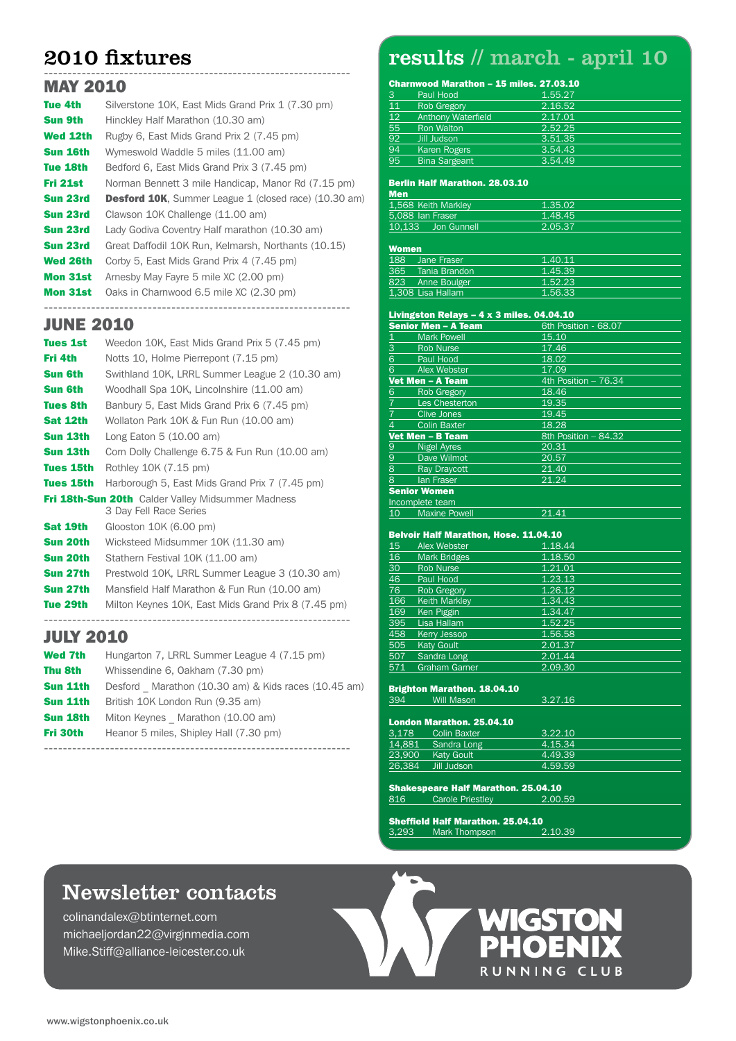# 2010 fixtures

## MAY 2010

- **Tue 4th** Silverstone 10K, East Mids Grand Prix 1 (7.30 pm)
- **Sun 9th** Hinckley Half Marathon (10.30 am)
- **Wed 12th** Rugby 6, East Mids Grand Prix 2 (7.45 pm)
- **Sun 16th** Wymeswold Waddle 5 miles (11.00 am)
- **Tue 18th** Bedford 6, East Mids Grand Prix 3 (7.45 pm)
- **Fri 21st** Norman Bennett 3 mile Handicap, Manor Rd (7.15 pm)
- **Sun 23rd** **Desford 10K**, Summer League 1 (closed race) (10.30 am)
- **Sun 23rd** Clawson 10K Challenge (11.00 am)
- **Sun 23rd** Lady Godiva Coventry Half marathon (10.30 am)
- **Sun 23rd** Great Daffodil 10K Run, Kelmarsh, Northants (10.15)
- **Wed 26th** Corby 5, East Mids Grand Prix 4 (7.45 pm)
- **Mon 31st** Arnesby May Fayre 5 mile XC (2.00 pm)
- **Mon 31st** Oaks in Charnwood 6.5 mile XC (2.30 pm)

## JUNE 2010

- **Tues 1st** Weedon 10K, East Mids Grand Prix 5 (7.45 pm)
- **Fri 4th** Notts 10, Holme Pierrepont (7.15 pm)
- **Sun 6th** Swithland 10K, LRRL Summer League 2 (10.30 am)
- **Sun 6th** Woodhall Spa 10K, Lincolnshire (11.00 am)
- **Tues 8th** Banbury 5, East Mids Grand Prix 6 (7.45 pm)
- **Sat 12th** Wollaton Park 10K & Fun Run (10.00 am)
- **Sun 13th** Long Eaton 5 (10.00 am)
- **Sun 13th** Corn Dolly Challenge 6.75 & Fun Run (10.00 am)
- **Tues 15th** Rothley 10K (7.15 pm)
- **Tues 15th** Harborough 5, East Mids Grand Prix 7 (7.45 pm)
- **Fri 18th-Sun 20th** Calder Valley Midsummer Madness 3 Day Fell Race Series
- **Sat 19th** Glooston 10K (6.00 pm)
- **Sun 20th** Wicksteed Midsummer 10K (11.30 am)
- **Sun 20th** Stathern Festival 10K (11.00 am)
- **Sun 27th** Prestwold 10K, LRRL Summer League 3 (10.30 am)
- **Sun 27th** Mansfield Half Marathon & Fun Run (10.00 am)
- **Tue 29th** Milton Keynes 10K, East Mids Grand Prix 8 (7.45 pm)

## JULY 2010

- **Wed 7th** Hungarton 7, LRRL Summer League 4 (7.15 pm)
- **Thu 8th** Whissendine 6, Oakham (7.30 pm)
- **Sun 11th** Desford _ Marathon (10.30 am) & Kids races (10.45 am)
- **Sun 11th** British 10K London Run (9.35 am)
- **Sun 18th** Miton Keynes _ Marathon (10.00 am)
- **Fri 30th** Heanor 5 miles, Shipley Hall (7.30 pm)

# results // march - april 10

### Charnwood Marathon – 15 miles. 27.03.10

| | | |
|---|---|---|
| 3 | Paul Hood | 1.55.27 |
| 11 | Rob Gregory | 2.16.52 |
| 12 | Anthony Waterfield | 2.17.01 |
| 55 | Ron Walton | 2.52.25 |
| 92 | Jill Judson | 3.51.35 |
| 94 | Karen Rogers | 3.54.43 |
| 95 | Bina Sargeant | 3.54.49 |

### Berlin Half Marathon. 28.03.10

**Men**

| | | |
|---|---|---|
| 1,568 | Keith Markley | 1.35.02 |
| 5,088 | Ian Fraser | 1.48.45 |
| 10,133 | Jon Gunnell | 2.05.37 |

**Women**

| | | |
|---|---|---|
| 188 | Jane Fraser | 1.40.11 |
| 365 | Tania Brandon | 1.45.39 |
| 823 | Anne Boulger | 1.52.23 |
| 1,308 | Lisa Hallam | 1.56.33 |

### Livingston Relays – 4 x 3 miles. 04.04.10

| | | |
|---|---|---|
| **Senior Men – A Team** | | 6th Position - 68.07 |
| 1 | Mark Powell | 15.10 |
| 3 | Rob Nurse | 17.46 |
| 6 | Paul Hood | 18.02 |
| 6 | Alex Webster | 17.09 |
| **Vet Men – A Team** | | 4th Position – 76.34 |
| 6 | Rob Gregory | 18.46 |
| 7 | Les Chesterton | 19.35 |
| 7 | Clive Jones | 19.45 |
| 4 | Colin Baxter | 18.28 |
| **Vet Men – B Team** | | 8th Position – 84.32 |
| 9 | Nigel Ayres | 20.31 |
| 9 | Dave Wilmot | 20.57 |
| 8 | Ray Draycott | 21.40 |
| 8 | Ian Fraser | 21.24 |
| **Senior Women** | | |
| Incomplete team | | |
| 10 | Maxine Powell | 21.41 |

### Belvoir Half Marathon, Hose. 11.04.10

| | | |
|---|---|---|
| 15 | Alex Webster | 1.18.44 |
| 16 | Mark Bridges | 1.18.50 |
| 30 | Rob Nurse | 1.21.01 |
| 46 | Paul Hood | 1.23.13 |
| 76 | Rob Gregory | 1.26.12 |
| 166 | Keith Markley | 1.34.43 |
| 169 | Ken Piggin | 1.34.47 |
| 395 | Lisa Hallam | 1.52.25 |
| 458 | Kerry Jessop | 1.56.58 |
| 505 | Katy Goult | 2.01.37 |
| 507 | Sandra Long | 2.01.44 |
| 571 | Graham Garner | 2.09.30 |

### Brighton Marathon. 18.04.10

| | | |
|---|---|---|
| 394 | Will Mason | 3.27.16 |

### London Marathon. 25.04.10

| | | |
|---|---|---|
| 3,178 | Colin Baxter | 3.22.10 |
| 14,881 | Sandra Long | 4.15.34 |
| 23,900 | Katy Goult | 4.49.39 |
| 26,384 | Jill Judson | 4.59.59 |

### Shakespeare Half Marathon. 25.04.10

| | | |
|---|---|---|
| 816 | Carole Priestley | 2.00.59 |

### Sheffield Half Marathon. 25.04.10

| | | |
|---|---|---|
| 3,293 | Mark Thompson | 2.10.39 |

# Newsletter contacts

colinandalex@btinternet.com
michaeljordan22@virginmedia.com
Mike.Stiff@alliance-leicester.co.uk

WIGSTON PHOENIX RUNNING CLUB

www.wigstonphoenix.co.uk